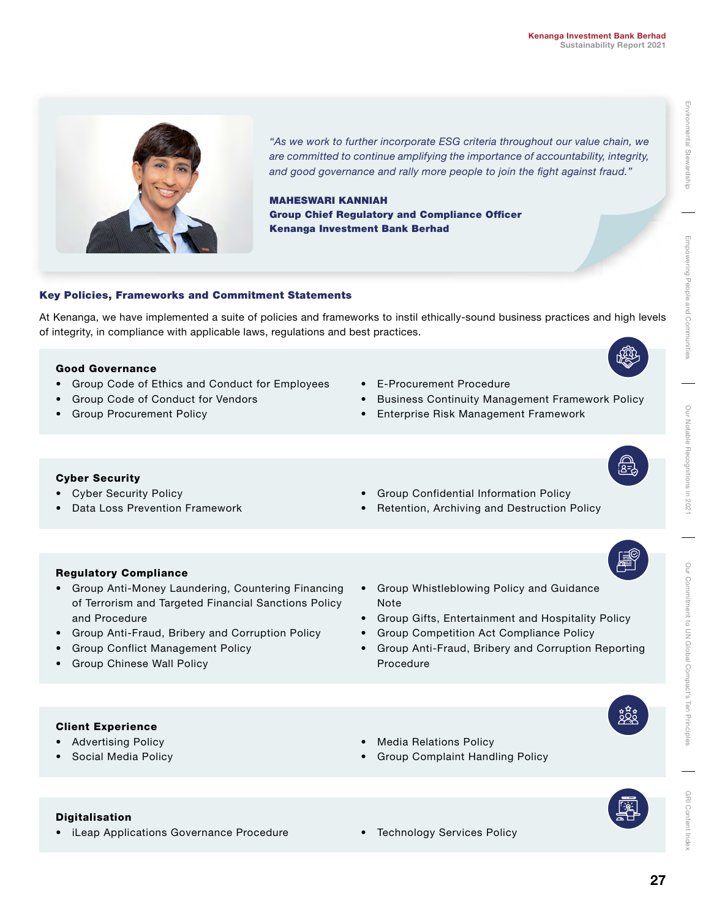*"As we work to further incorporate ESG criteria throughout our value chain, we are committed to continue amplifying the importance of accountability, integrity, and good governance and rally more people to join the fight against fraud."*

**MAHESWARI KANNIAH**
**Group Chief Regulatory and Compliance Officer**
**Kenanga Investment Bank Berhad**

## Key Policies, Frameworks and Commitment Statements

At Kenanga, we have implemented a suite of policies and frameworks to instil ethically-sound business practices and high levels of integrity, in compliance with applicable laws, regulations and best practices.

### Good Governance

- Group Code of Ethics and Conduct for Employees
- Group Code of Conduct for Vendors
- Group Procurement Policy
- E-Procurement Procedure
- Business Continuity Management Framework Policy
- Enterprise Risk Management Framework

### Cyber Security

- Cyber Security Policy
- Data Loss Prevention Framework
- Group Confidential Information Policy
- Retention, Archiving and Destruction Policy

### Regulatory Compliance

- Group Anti-Money Laundering, Countering Financing of Terrorism and Targeted Financial Sanctions Policy and Procedure
- Group Anti-Fraud, Bribery and Corruption Policy
- Group Conflict Management Policy
- Group Chinese Wall Policy
- Group Whistleblowing Policy and Guidance Note
- Group Gifts, Entertainment and Hospitality Policy
- Group Competition Act Compliance Policy
- Group Anti-Fraud, Bribery and Corruption Reporting Procedure

### Client Experience

- Advertising Policy
- Social Media Policy
- Media Relations Policy
- Group Complaint Handling Policy

### Digitalisation

- iLeap Applications Governance Procedure
- Technology Services Policy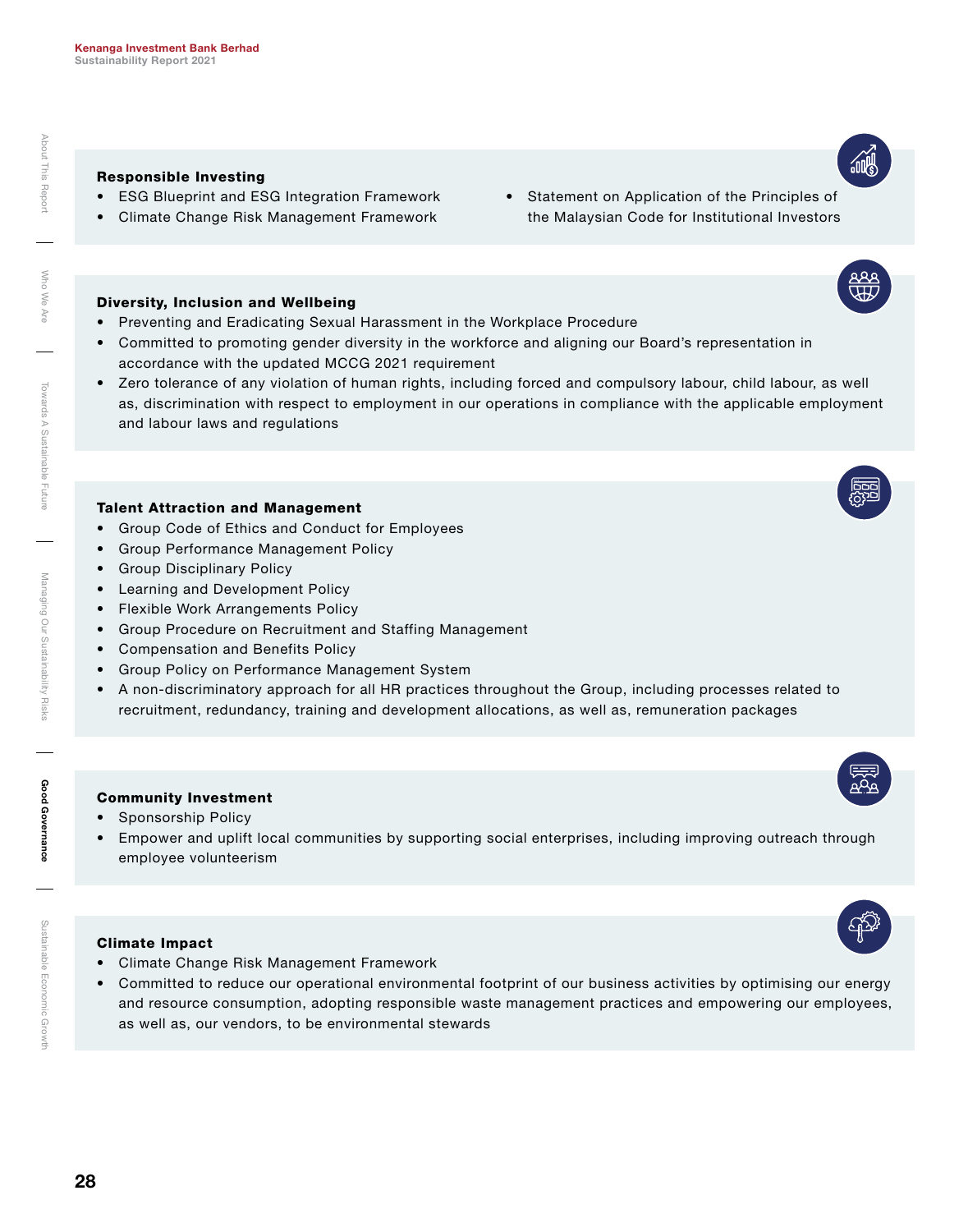**Responsible Investing**

- ESG Blueprint and ESG Integration Framework
- Climate Change Risk Management Framework
- Statement on Application of the Principles of the Malaysian Code for Institutional Investors

**Diversity, Inclusion and Wellbeing**

- Preventing and Eradicating Sexual Harassment in the Workplace Procedure
- Committed to promoting gender diversity in the workforce and aligning our Board's representation in accordance with the updated MCCG 2021 requirement
- Zero tolerance of any violation of human rights, including forced and compulsory labour, child labour, as well as, discrimination with respect to employment in our operations in compliance with the applicable employment and labour laws and regulations

**Talent Attraction and Management**

- Group Code of Ethics and Conduct for Employees
- Group Performance Management Policy
- Group Disciplinary Policy
- Learning and Development Policy
- Flexible Work Arrangements Policy
- Group Procedure on Recruitment and Staffing Management
- Compensation and Benefits Policy
- Group Policy on Performance Management System
- A non-discriminatory approach for all HR practices throughout the Group, including processes related to recruitment, redundancy, training and development allocations, as well as, remuneration packages

**Community Investment**

- Sponsorship Policy
- Empower and uplift local communities by supporting social enterprises, including improving outreach through employee volunteerism

**Climate Impact**

- Climate Change Risk Management Framework
- Committed to reduce our operational environmental footprint of our business activities by optimising our energy and resource consumption, adopting responsible waste management practices and empowering our employees, as well as, our vendors, to be environmental stewards